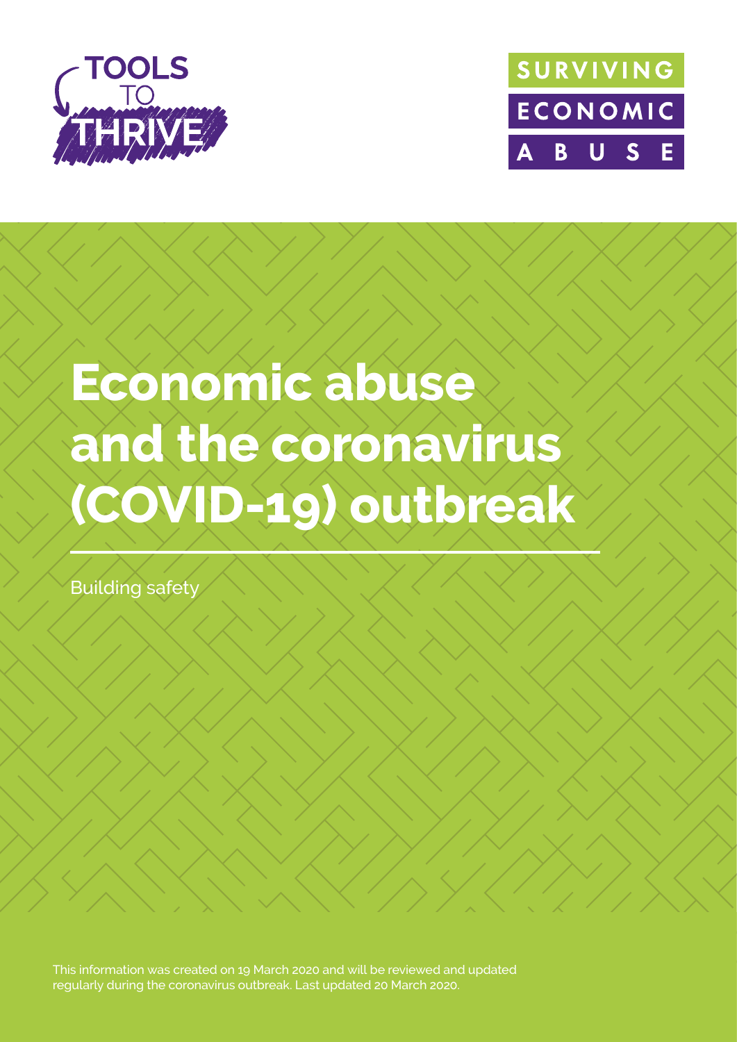TOOLS TO THRIVE

SURVIVING ECONOMIC ABUSE

# Economic abuse and the coronavirus (COVID-19) outbreak

Building safety

This information was created on 19 March 2020 and will be reviewed and updated regularly during the coronavirus outbreak. Last updated 20 March 2020.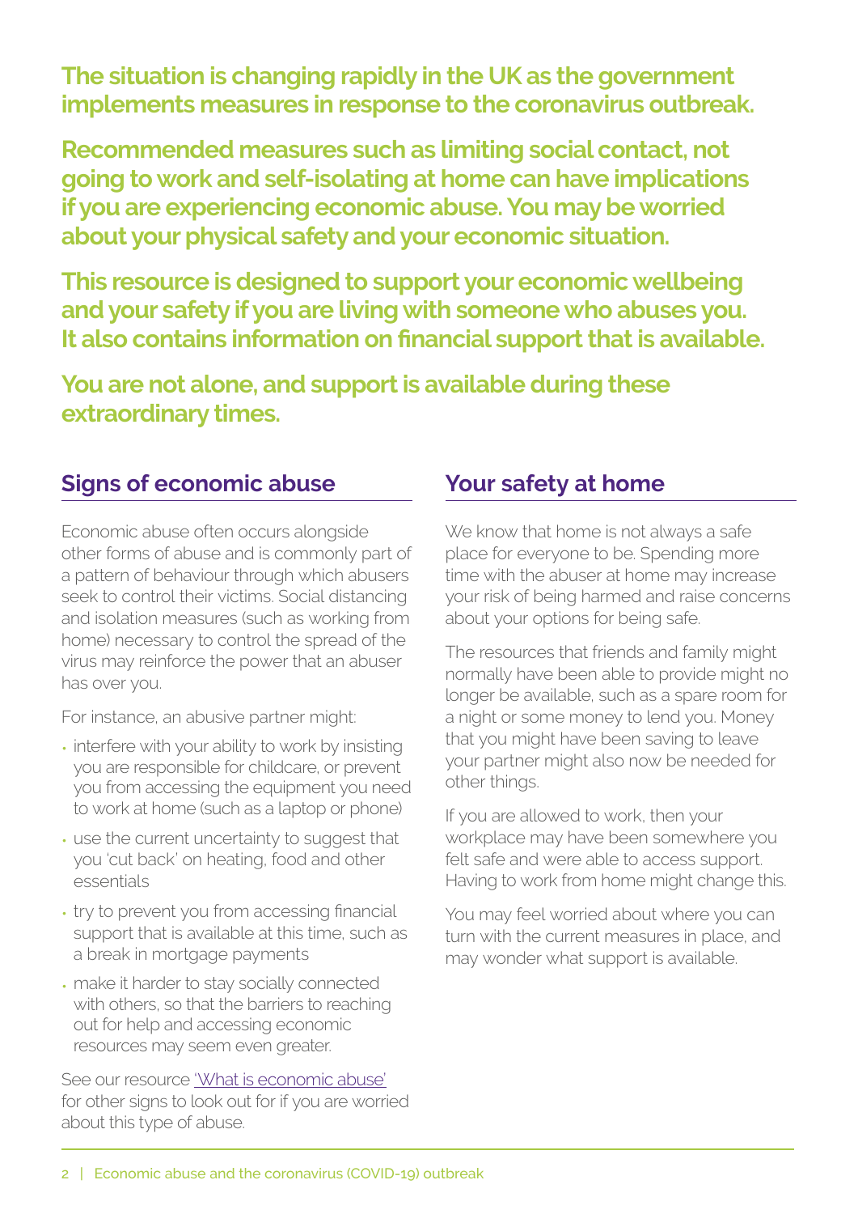**The situation is changing rapidly in the UK as the government implements measures in response to the coronavirus outbreak.**

**Recommended measures such as limiting social contact, not going to work and self-isolating at home can have implications if you are experiencing economic abuse. You may be worried about your physical safety and your economic situation.**

**This resource is designed to support your economic wellbeing and your safety if you are living with someone who abuses you. It also contains information on financial support that is available.**

**You are not alone, and support is available during these extraordinary times.**

## Signs of economic abuse

Economic abuse often occurs alongside other forms of abuse and is commonly part of a pattern of behaviour through which abusers seek to control their victims. Social distancing and isolation measures (such as working from home) necessary to control the spread of the virus may reinforce the power that an abuser has over you.

For instance, an abusive partner might:

- interfere with your ability to work by insisting you are responsible for childcare, or prevent you from accessing the equipment you need to work at home (such as a laptop or phone)
- use the current uncertainty to suggest that you 'cut back' on heating, food and other essentials
- try to prevent you from accessing financial support that is available at this time, such as a break in mortgage payments
- make it harder to stay socially connected with others, so that the barriers to reaching out for help and accessing economic resources may seem even greater.

See our resource 'What is economic abuse' for other signs to look out for if you are worried about this type of abuse.

## Your safety at home

We know that home is not always a safe place for everyone to be. Spending more time with the abuser at home may increase your risk of being harmed and raise concerns about your options for being safe.

The resources that friends and family might normally have been able to provide might no longer be available, such as a spare room for a night or some money to lend you. Money that you might have been saving to leave your partner might also now be needed for other things.

If you are allowed to work, then your workplace may have been somewhere you felt safe and were able to access support. Having to work from home might change this.

You may feel worried about where you can turn with the current measures in place, and may wonder what support is available.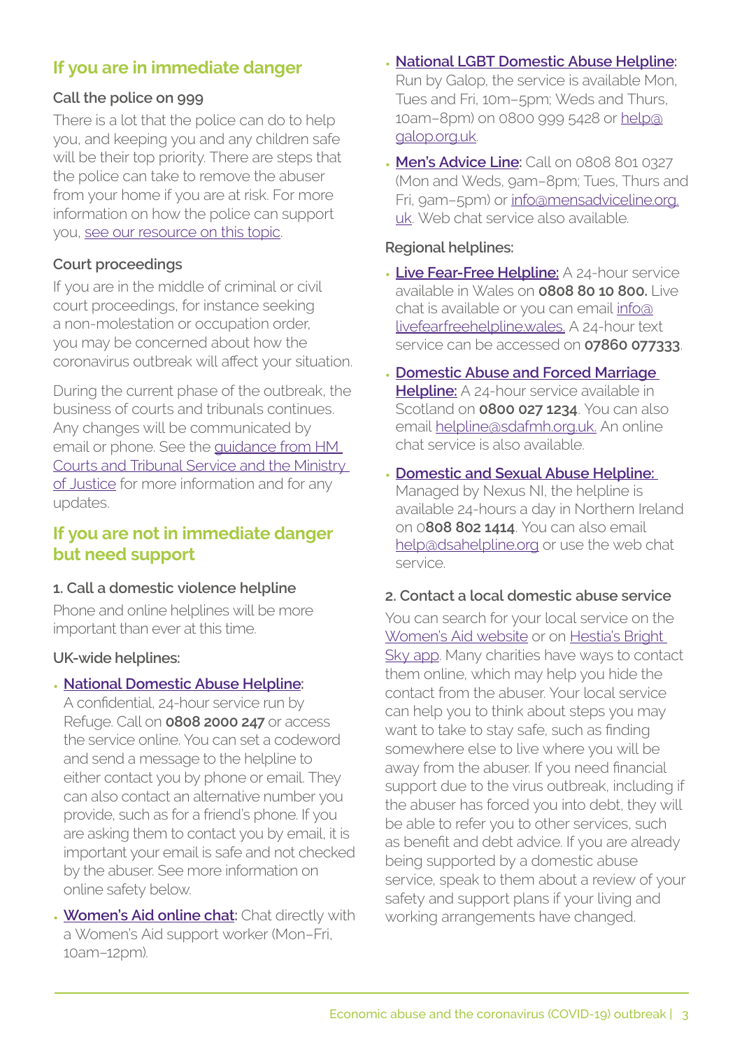## If you are in immediate danger

### Call the police on 999

There is a lot that the police can do to help you, and keeping you and any children safe will be their top priority. There are steps that the police can take to remove the abuser from your home if you are at risk. For more information on how the police can support you, see our resource on this topic.

### Court proceedings

If you are in the middle of criminal or civil court proceedings, for instance seeking a non-molestation or occupation order, you may be concerned about how the coronavirus outbreak will affect your situation.

During the current phase of the outbreak, the business of courts and tribunals continues. Any changes will be communicated by email or phone. See the guidance from HM Courts and Tribunal Service and the Ministry of Justice for more information and for any updates.

## If you are not in immediate danger but need support

### 1. Call a domestic violence helpline

Phone and online helplines will be more important than ever at this time.

### UK-wide helplines:

- **National Domestic Abuse Helpline**: A confidential, 24-hour service run by Refuge. Call on **0808 2000 247** or access the service online. You can set a codeword and send a message to the helpline to either contact you by phone or email. They can also contact an alternative number you provide, such as for a friend's phone. If you are asking them to contact you by email, it is important your email is safe and not checked by the abuser. See more information on online safety below.
- **Women's Aid online chat:** Chat directly with a Women's Aid support worker (Mon–Fri, 10am–12pm).
- **National LGBT Domestic Abuse Helpline**: Run by Galop, the service is available Mon, Tues and Fri, 10m–5pm; Weds and Thurs, 10am–8pm) on 0800 999 5428 or help@galop.org.uk.
- **Men's Advice Line:** Call on 0808 801 0327 (Mon and Weds, 9am–8pm; Tues, Thurs and Fri, 9am–5pm) or info@mensadviceline.org.uk. Web chat service also available.

### Regional helplines:

- **Live Fear-Free Helpline:** A 24-hour service available in Wales on **0808 80 10 800.** Live chat is available or you can email info@livefearfreehelpline.wales. A 24-hour text service can be accessed on **07860 077333**.
- **Domestic Abuse and Forced Marriage Helpline:** A 24-hour service available in Scotland on **0800 027 1234**. You can also email helpline@sdafmh.org.uk. An online chat service is also available.
- **Domestic and Sexual Abuse Helpline:** Managed by Nexus NI, the helpline is available 24-hours a day in Northern Ireland on 0**808 802 1414**. You can also email help@dsahelpline.org or use the web chat service.

### 2. Contact a local domestic abuse service

You can search for your local service on the Women's Aid website or on Hestia's Bright Sky app. Many charities have ways to contact them online, which may help you hide the contact from the abuser. Your local service can help you to think about steps you may want to take to stay safe, such as finding somewhere else to live where you will be away from the abuser. If you need financial support due to the virus outbreak, including if the abuser has forced you into debt, they will be able to refer you to other services, such as benefit and debt advice. If you are already being supported by a domestic abuse service, speak to them about a review of your safety and support plans if your living and working arrangements have changed.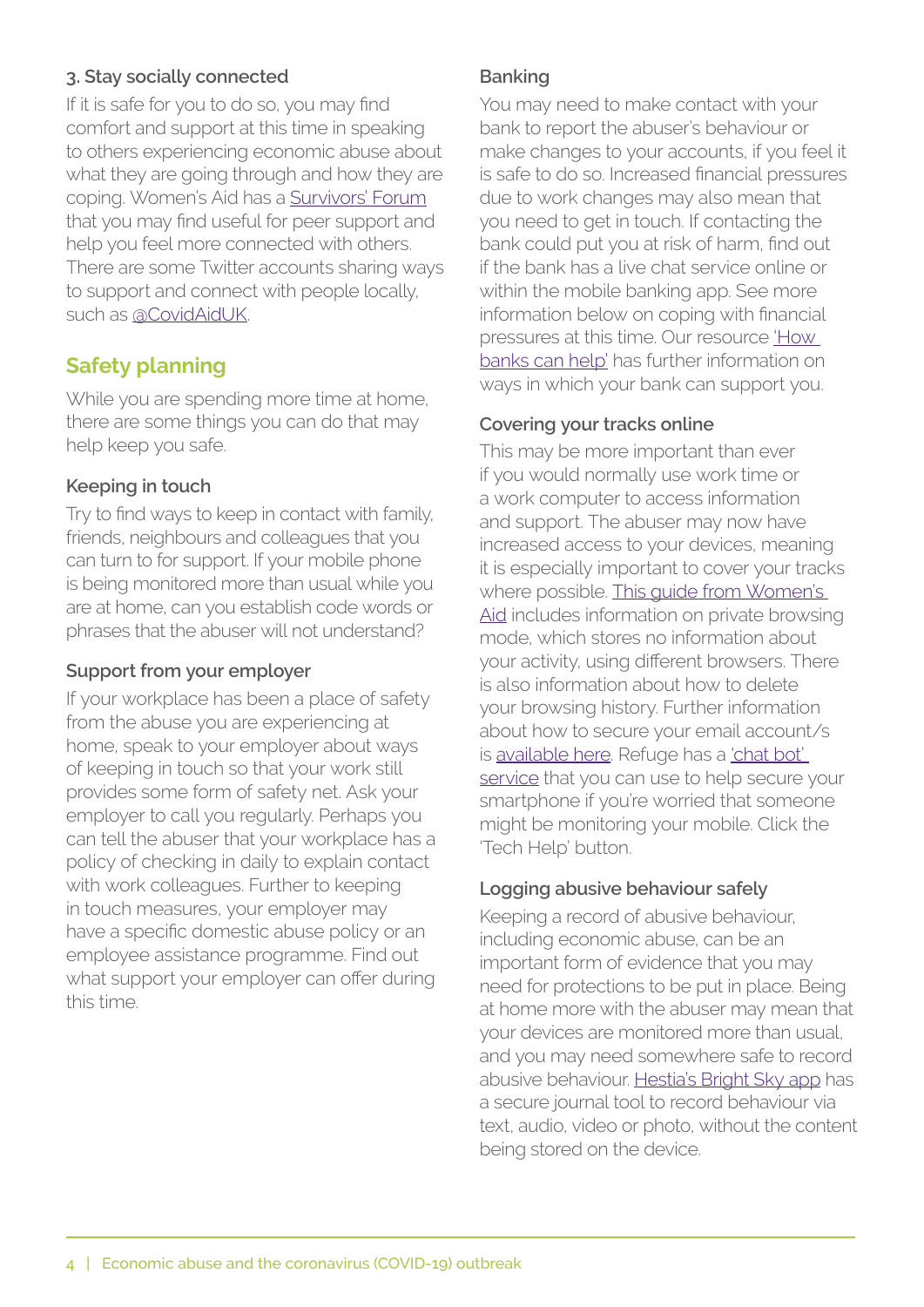### 3. Stay socially connected

If it is safe for you to do so, you may find comfort and support at this time in speaking to others experiencing economic abuse about what they are going through and how they are coping. Women's Aid has a Survivors' Forum that you may find useful for peer support and help you feel more connected with others. There are some Twitter accounts sharing ways to support and connect with people locally, such as @CovidAidUK.

## Safety planning

While you are spending more time at home, there are some things you can do that may help keep you safe.

### Keeping in touch

Try to find ways to keep in contact with family, friends, neighbours and colleagues that you can turn to for support. If your mobile phone is being monitored more than usual while you are at home, can you establish code words or phrases that the abuser will not understand?

### Support from your employer

If your workplace has been a place of safety from the abuse you are experiencing at home, speak to your employer about ways of keeping in touch so that your work still provides some form of safety net. Ask your employer to call you regularly. Perhaps you can tell the abuser that your workplace has a policy of checking in daily to explain contact with work colleagues. Further to keeping in touch measures, your employer may have a specific domestic abuse policy or an employee assistance programme. Find out what support your employer can offer during this time.

### Banking

You may need to make contact with your bank to report the abuser's behaviour or make changes to your accounts, if you feel it is safe to do so. Increased financial pressures due to work changes may also mean that you need to get in touch. If contacting the bank could put you at risk of harm, find out if the bank has a live chat service online or within the mobile banking app. See more information below on coping with financial pressures at this time. Our resource 'How banks can help' has further information on ways in which your bank can support you.

### Covering your tracks online

This may be more important than ever if you would normally use work time or a work computer to access information and support. The abuser may now have increased access to your devices, meaning it is especially important to cover your tracks where possible. This guide from Women's Aid includes information on private browsing mode, which stores no information about your activity, using different browsers. There is also information about how to delete your browsing history. Further information about how to secure your email account/s is available here. Refuge has a 'chat bot' service that you can use to help secure your smartphone if you're worried that someone might be monitoring your mobile. Click the 'Tech Help' button.

### Logging abusive behaviour safely

Keeping a record of abusive behaviour, including economic abuse, can be an important form of evidence that you may need for protections to be put in place. Being at home more with the abuser may mean that your devices are monitored more than usual, and you may need somewhere safe to record abusive behaviour. Hestia's Bright Sky app has a secure journal tool to record behaviour via text, audio, video or photo, without the content being stored on the device.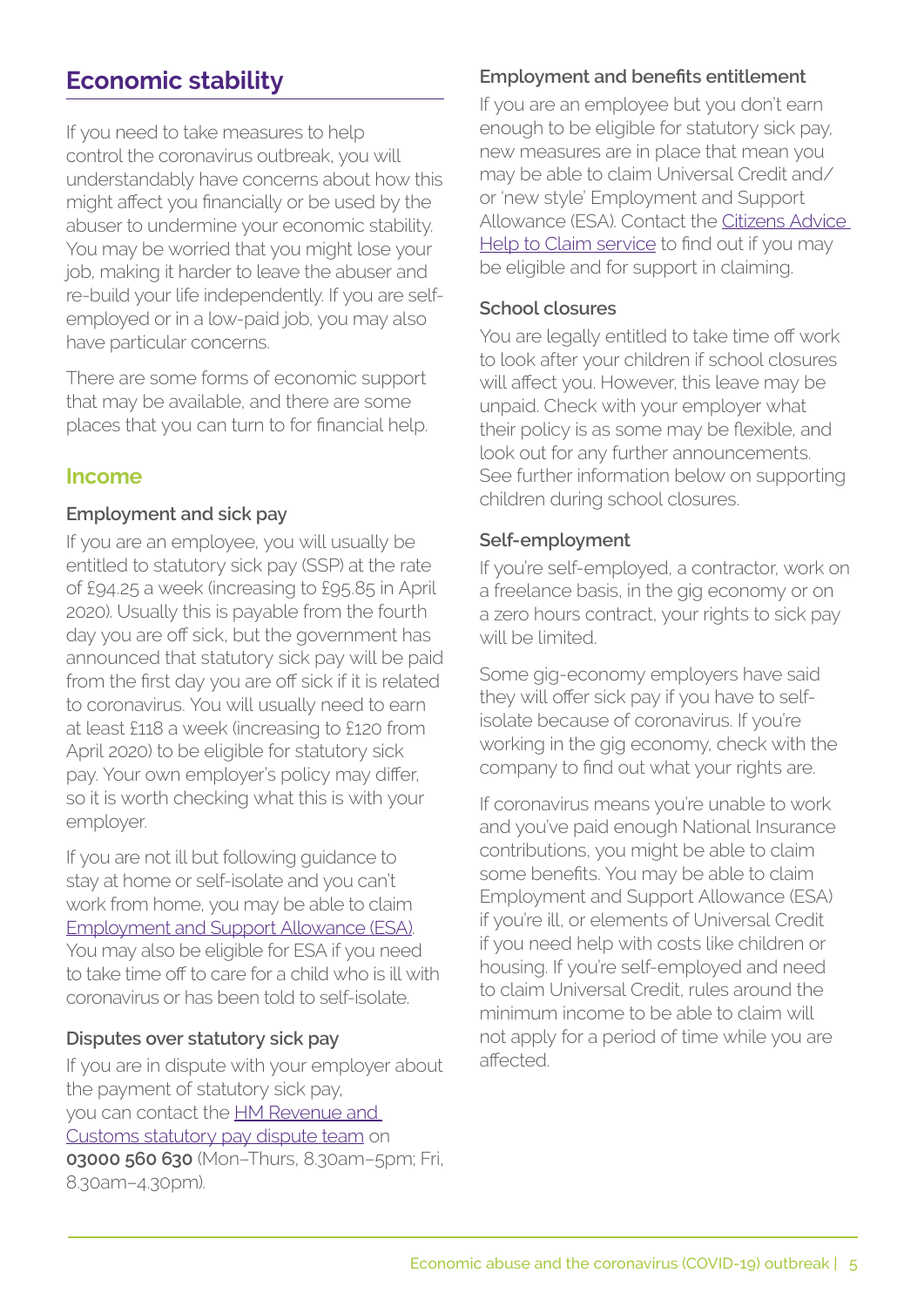## Economic stability

If you need to take measures to help control the coronavirus outbreak, you will understandably have concerns about how this might affect you financially or be used by the abuser to undermine your economic stability. You may be worried that you might lose your job, making it harder to leave the abuser and re-build your life independently. If you are self-employed or in a low-paid job, you may also have particular concerns.

There are some forms of economic support that may be available, and there are some places that you can turn to for financial help.

### Income

#### Employment and sick pay

If you are an employee, you will usually be entitled to statutory sick pay (SSP) at the rate of £94.25 a week (increasing to £95.85 in April 2020). Usually this is payable from the fourth day you are off sick, but the government has announced that statutory sick pay will be paid from the first day you are off sick if it is related to coronavirus. You will usually need to earn at least £118 a week (increasing to £120 from April 2020) to be eligible for statutory sick pay. Your own employer's policy may differ, so it is worth checking what this is with your employer.

If you are not ill but following guidance to stay at home or self-isolate and you can't work from home, you may be able to claim Employment and Support Allowance (ESA). You may also be eligible for ESA if you need to take time off to care for a child who is ill with coronavirus or has been told to self-isolate.

#### Disputes over statutory sick pay

If you are in dispute with your employer about the payment of statutory sick pay, you can contact the HM Revenue and Customs statutory pay dispute team on **03000 560 630** (Mon–Thurs, 8.30am–5pm; Fri, 8.30am–4.30pm).

#### Employment and benefits entitlement

If you are an employee but you don't earn enough to be eligible for statutory sick pay, new measures are in place that mean you may be able to claim Universal Credit and/or 'new style' Employment and Support Allowance (ESA). Contact the Citizens Advice Help to Claim service to find out if you may be eligible and for support in claiming.

#### School closures

You are legally entitled to take time off work to look after your children if school closures will affect you. However, this leave may be unpaid. Check with your employer what their policy is as some may be flexible, and look out for any further announcements. See further information below on supporting children during school closures.

#### Self-employment

If you're self-employed, a contractor, work on a freelance basis, in the gig economy or on a zero hours contract, your rights to sick pay will be limited.

Some gig-economy employers have said they will offer sick pay if you have to self-isolate because of coronavirus. If you're working in the gig economy, check with the company to find out what your rights are.

If coronavirus means you're unable to work and you've paid enough National Insurance contributions, you might be able to claim some benefits. You may be able to claim Employment and Support Allowance (ESA) if you're ill, or elements of Universal Credit if you need help with costs like children or housing. If you're self-employed and need to claim Universal Credit, rules around the minimum income to be able to claim will not apply for a period of time while you are affected.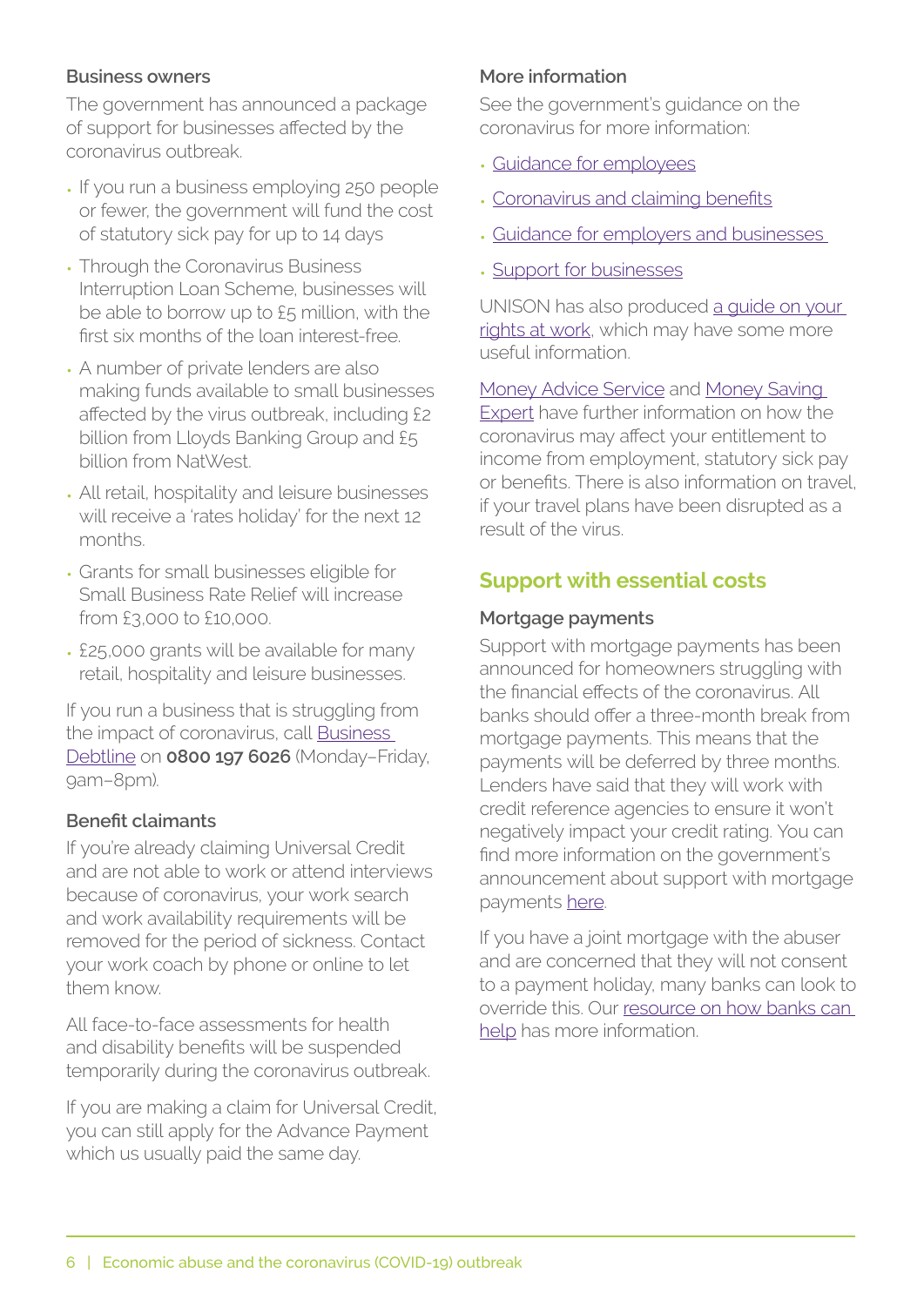### Business owners

The government has announced a package of support for businesses affected by the coronavirus outbreak.

- If you run a business employing 250 people or fewer, the government will fund the cost of statutory sick pay for up to 14 days
- Through the Coronavirus Business Interruption Loan Scheme, businesses will be able to borrow up to £5 million, with the first six months of the loan interest-free.
- A number of private lenders are also making funds available to small businesses affected by the virus outbreak, including £2 billion from Lloyds Banking Group and £5 billion from NatWest.
- All retail, hospitality and leisure businesses will receive a 'rates holiday' for the next 12 months.
- Grants for small businesses eligible for Small Business Rate Relief will increase from £3,000 to £10,000.
- £25,000 grants will be available for many retail, hospitality and leisure businesses.

If you run a business that is struggling from the impact of coronavirus, call Business Debtline on **0800 197 6026** (Monday–Friday, 9am–8pm).

### Benefit claimants

If you're already claiming Universal Credit and are not able to work or attend interviews because of coronavirus, your work search and work availability requirements will be removed for the period of sickness. Contact your work coach by phone or online to let them know.

All face-to-face assessments for health and disability benefits will be suspended temporarily during the coronavirus outbreak.

If you are making a claim for Universal Credit, you can still apply for the Advance Payment which us usually paid the same day.

### More information

See the government's guidance on the coronavirus for more information:

- Guidance for employees
- Coronavirus and claiming benefits
- Guidance for employers and businesses
- Support for businesses

UNISON has also produced a guide on your rights at work, which may have some more useful information.

Money Advice Service and Money Saving Expert have further information on how the coronavirus may affect your entitlement to income from employment, statutory sick pay or benefits. There is also information on travel, if your travel plans have been disrupted as a result of the virus.

## Support with essential costs

### Mortgage payments

Support with mortgage payments has been announced for homeowners struggling with the financial effects of the coronavirus. All banks should offer a three-month break from mortgage payments. This means that the payments will be deferred by three months. Lenders have said that they will work with credit reference agencies to ensure it won't negatively impact your credit rating. You can find more information on the government's announcement about support with mortgage payments here.

If you have a joint mortgage with the abuser and are concerned that they will not consent to a payment holiday, many banks can look to override this. Our resource on how banks can help has more information.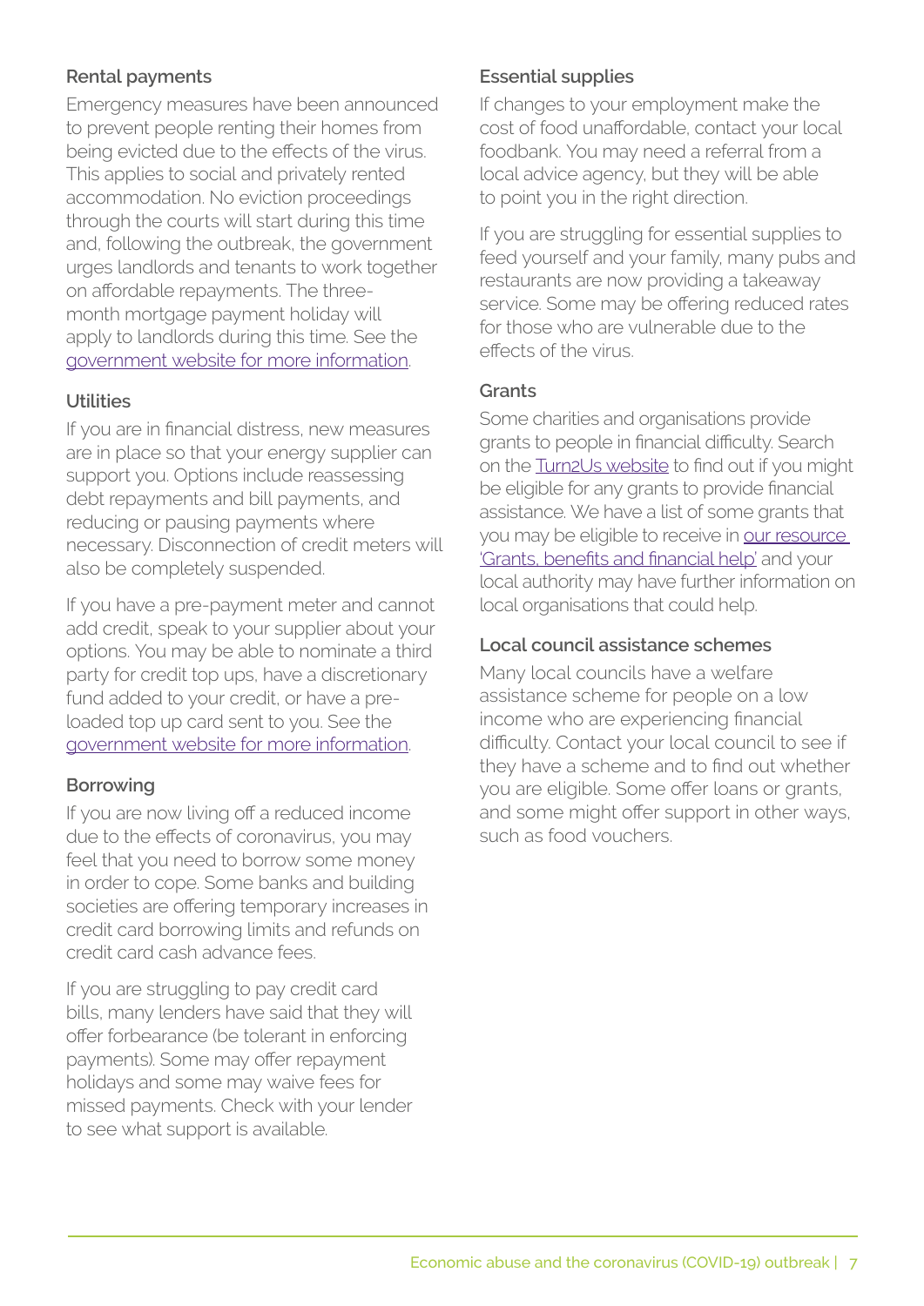### Rental payments

Emergency measures have been announced to prevent people renting their homes from being evicted due to the effects of the virus. This applies to social and privately rented accommodation. No eviction proceedings through the courts will start during this time and, following the outbreak, the government urges landlords and tenants to work together on affordable repayments. The three-month mortgage payment holiday will apply to landlords during this time. See the government website for more information.

### Utilities

If you are in financial distress, new measures are in place so that your energy supplier can support you. Options include reassessing debt repayments and bill payments, and reducing or pausing payments where necessary. Disconnection of credit meters will also be completely suspended.

If you have a pre-payment meter and cannot add credit, speak to your supplier about your options. You may be able to nominate a third party for credit top ups, have a discretionary fund added to your credit, or have a pre-loaded top up card sent to you. See the government website for more information.

### Borrowing

If you are now living off a reduced income due to the effects of coronavirus, you may feel that you need to borrow some money in order to cope. Some banks and building societies are offering temporary increases in credit card borrowing limits and refunds on credit card cash advance fees.

If you are struggling to pay credit card bills, many lenders have said that they will offer forbearance (be tolerant in enforcing payments). Some may offer repayment holidays and some may waive fees for missed payments. Check with your lender to see what support is available.

### Essential supplies

If changes to your employment make the cost of food unaffordable, contact your local foodbank. You may need a referral from a local advice agency, but they will be able to point you in the right direction.

If you are struggling for essential supplies to feed yourself and your family, many pubs and restaurants are now providing a takeaway service. Some may be offering reduced rates for those who are vulnerable due to the effects of the virus.

### Grants

Some charities and organisations provide grants to people in financial difficulty. Search on the Turn2Us website to find out if you might be eligible for any grants to provide financial assistance. We have a list of some grants that you may be eligible to receive in our resource 'Grants, benefits and financial help' and your local authority may have further information on local organisations that could help.

### Local council assistance schemes

Many local councils have a welfare assistance scheme for people on a low income who are experiencing financial difficulty. Contact your local council to see if they have a scheme and to find out whether you are eligible. Some offer loans or grants, and some might offer support in other ways, such as food vouchers.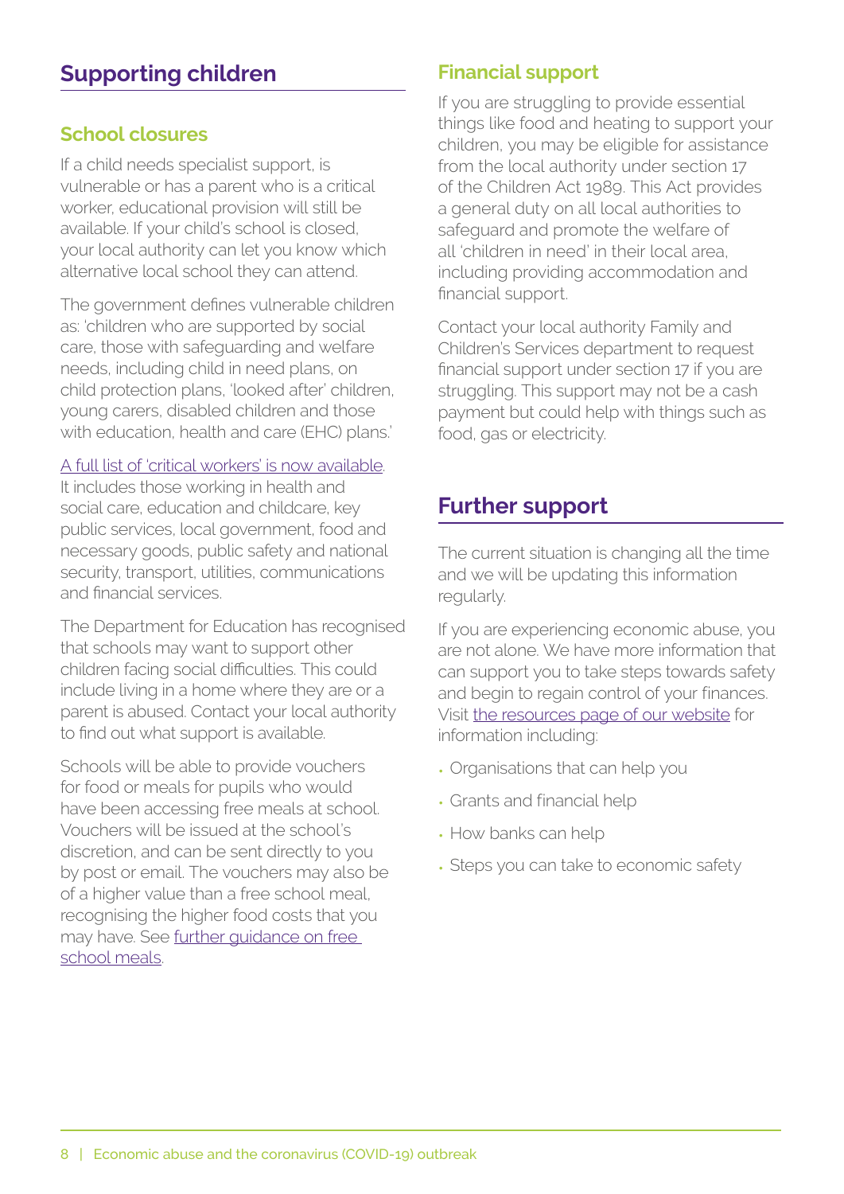## Supporting children

### School closures

If a child needs specialist support, is vulnerable or has a parent who is a critical worker, educational provision will still be available. If your child's school is closed, your local authority can let you know which alternative local school they can attend.

The government defines vulnerable children as: 'children who are supported by social care, those with safeguarding and welfare needs, including child in need plans, on child protection plans, 'looked after' children, young carers, disabled children and those with education, health and care (EHC) plans.'

A full list of 'critical workers' is now available. It includes those working in health and social care, education and childcare, key public services, local government, food and necessary goods, public safety and national security, transport, utilities, communications and financial services.

The Department for Education has recognised that schools may want to support other children facing social difficulties. This could include living in a home where they are or a parent is abused. Contact your local authority to find out what support is available.

Schools will be able to provide vouchers for food or meals for pupils who would have been accessing free meals at school. Vouchers will be issued at the school's discretion, and can be sent directly to you by post or email. The vouchers may also be of a higher value than a free school meal, recognising the higher food costs that you may have. See further guidance on free school meals.

### Financial support

If you are struggling to provide essential things like food and heating to support your children, you may be eligible for assistance from the local authority under section 17 of the Children Act 1989. This Act provides a general duty on all local authorities to safeguard and promote the welfare of all 'children in need' in their local area, including providing accommodation and financial support.

Contact your local authority Family and Children's Services department to request financial support under section 17 if you are struggling. This support may not be a cash payment but could help with things such as food, gas or electricity.

## Further support

The current situation is changing all the time and we will be updating this information regularly.

If you are experiencing economic abuse, you are not alone. We have more information that can support you to take steps towards safety and begin to regain control of your finances. Visit the resources page of our website for information including:

- Organisations that can help you
- Grants and financial help
- How banks can help
- Steps you can take to economic safety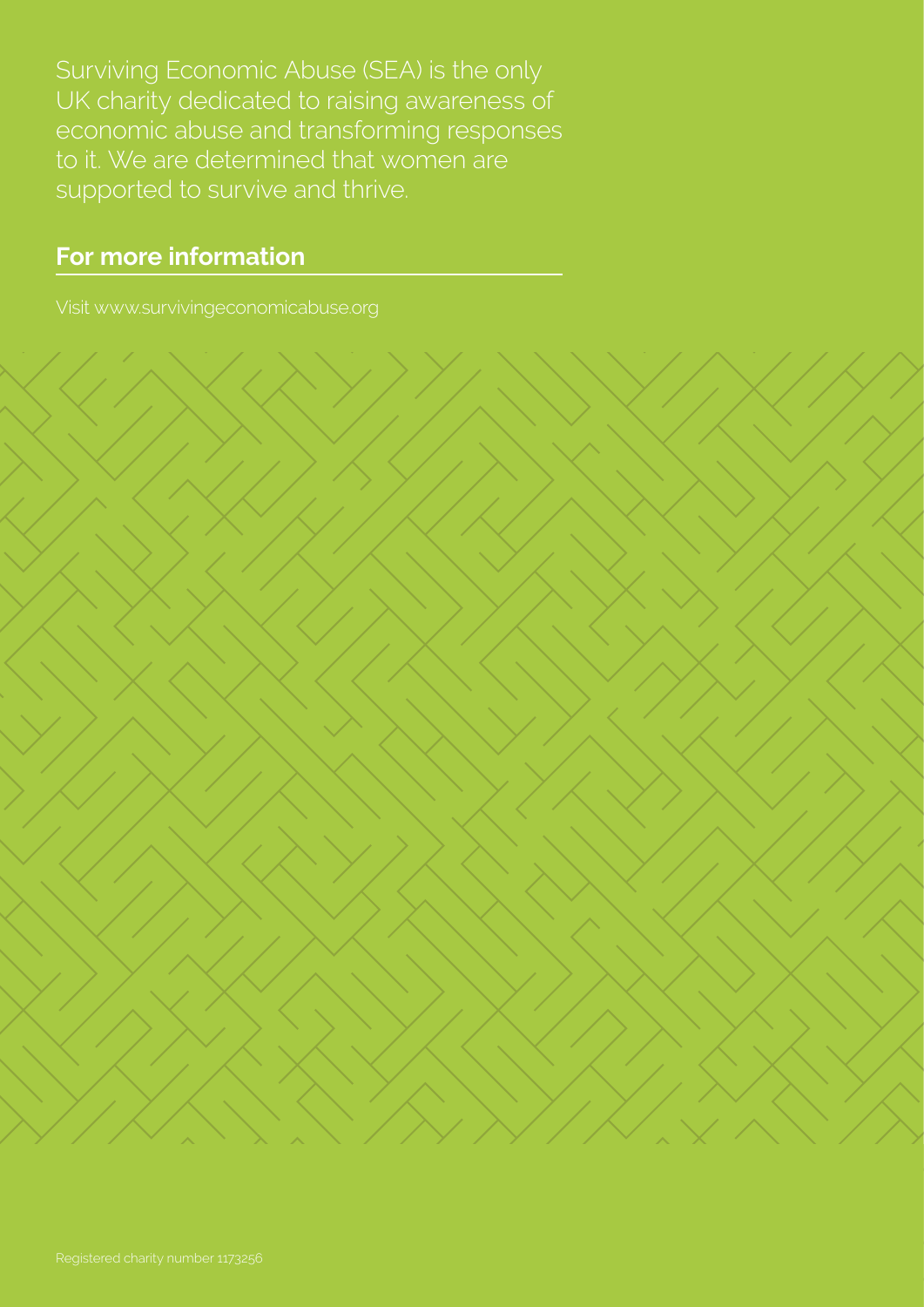Surviving Economic Abuse (SEA) is the only UK charity dedicated to raising awareness of economic abuse and transforming responses to it. We are determined that women are supported to survive and thrive.

## For more information

Visit www.survivingeconomicabuse.org

Registered charity number 1173256